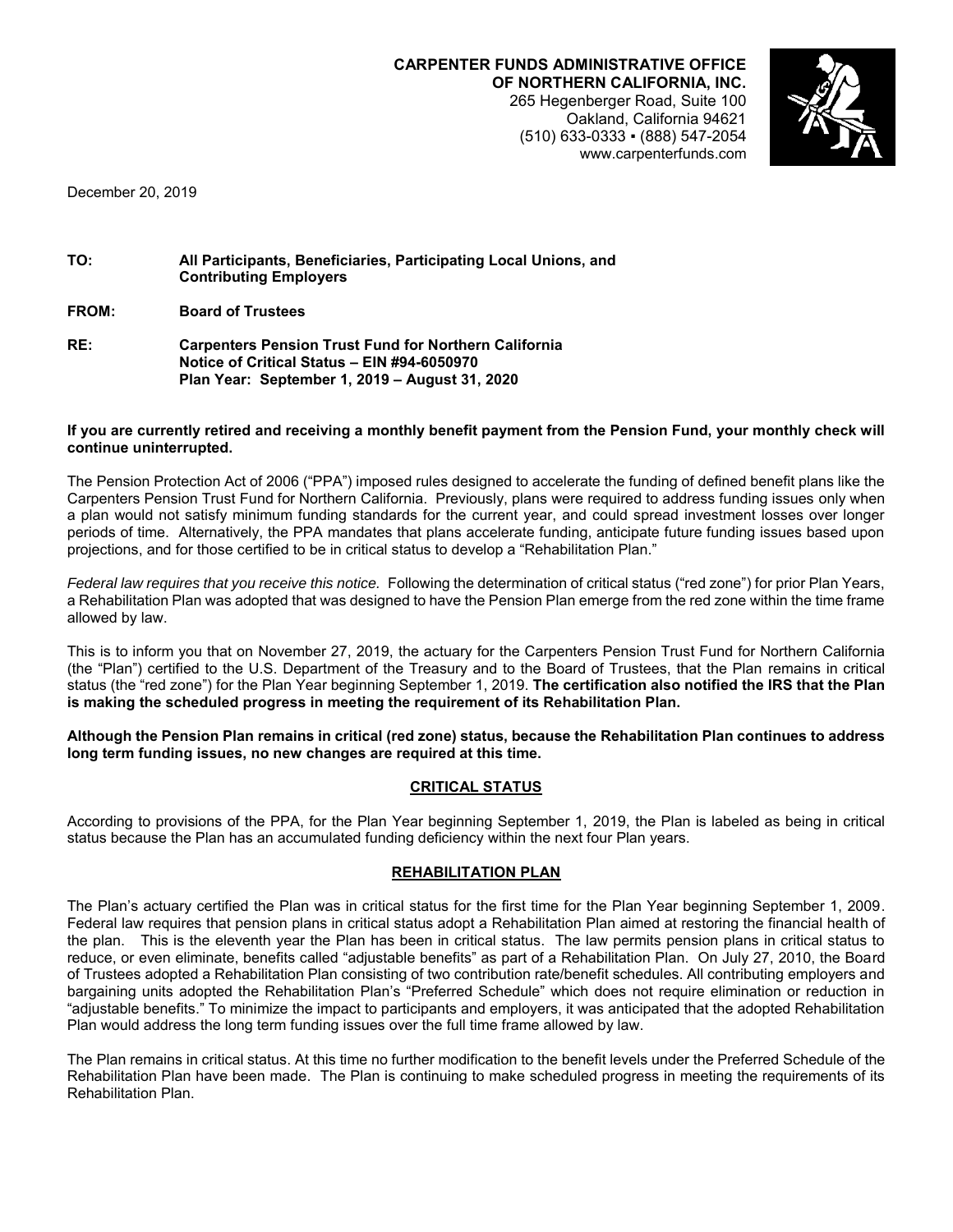**CARPENTER FUNDS ADMINISTRATIVE OFFICE**
**OF NORTHERN CALIFORNIA, INC.**
265 Hegenberger Road, Suite 100
Oakland, California 94621
(510) 633-0333 ▪ (888) 547-2054
www.carpenterfunds.com

December 20, 2019

**TO:** **All Participants, Beneficiaries, Participating Local Unions, and Contributing Employers**

**FROM:** **Board of Trustees**

**RE:** **Carpenters Pension Trust Fund for Northern California**
**Notice of Critical Status – EIN #94-6050970**
**Plan Year: September 1, 2019 – August 31, 2020**

**If you are currently retired and receiving a monthly benefit payment from the Pension Fund, your monthly check will continue uninterrupted.**

The Pension Protection Act of 2006 ("PPA") imposed rules designed to accelerate the funding of defined benefit plans like the Carpenters Pension Trust Fund for Northern California. Previously, plans were required to address funding issues only when a plan would not satisfy minimum funding standards for the current year, and could spread investment losses over longer periods of time. Alternatively, the PPA mandates that plans accelerate funding, anticipate future funding issues based upon projections, and for those certified to be in critical status to develop a "Rehabilitation Plan."

*Federal law requires that you receive this notice.* Following the determination of critical status ("red zone") for prior Plan Years, a Rehabilitation Plan was adopted that was designed to have the Pension Plan emerge from the red zone within the time frame allowed by law.

This is to inform you that on November 27, 2019, the actuary for the Carpenters Pension Trust Fund for Northern California (the "Plan") certified to the U.S. Department of the Treasury and to the Board of Trustees, that the Plan remains in critical status (the "red zone") for the Plan Year beginning September 1, 2019. **The certification also notified the IRS that the Plan is making the scheduled progress in meeting the requirement of its Rehabilitation Plan.**

**Although the Pension Plan remains in critical (red zone) status, because the Rehabilitation Plan continues to address long term funding issues, no new changes are required at this time.**

## CRITICAL STATUS

According to provisions of the PPA, for the Plan Year beginning September 1, 2019, the Plan is labeled as being in critical status because the Plan has an accumulated funding deficiency within the next four Plan years.

## REHABILITATION PLAN

The Plan's actuary certified the Plan was in critical status for the first time for the Plan Year beginning September 1, 2009. Federal law requires that pension plans in critical status adopt a Rehabilitation Plan aimed at restoring the financial health of the plan. This is the eleventh year the Plan has been in critical status. The law permits pension plans in critical status to reduce, or even eliminate, benefits called "adjustable benefits" as part of a Rehabilitation Plan. On July 27, 2010, the Board of Trustees adopted a Rehabilitation Plan consisting of two contribution rate/benefit schedules. All contributing employers and bargaining units adopted the Rehabilitation Plan's "Preferred Schedule" which does not require elimination or reduction in "adjustable benefits." To minimize the impact to participants and employers, it was anticipated that the adopted Rehabilitation Plan would address the long term funding issues over the full time frame allowed by law.

The Plan remains in critical status. At this time no further modification to the benefit levels under the Preferred Schedule of the Rehabilitation Plan have been made. The Plan is continuing to make scheduled progress in meeting the requirements of its Rehabilitation Plan.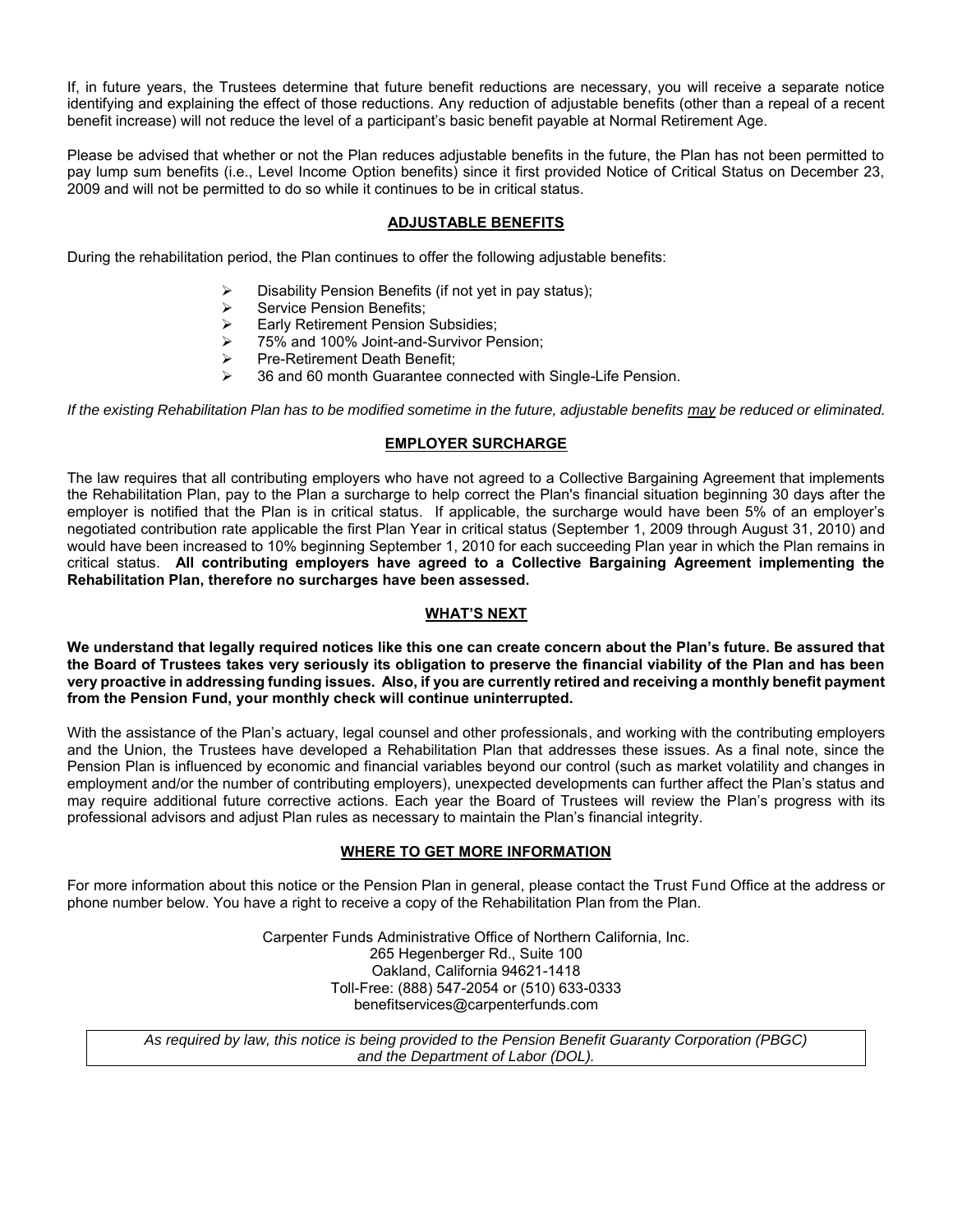If, in future years, the Trustees determine that future benefit reductions are necessary, you will receive a separate notice identifying and explaining the effect of those reductions. Any reduction of adjustable benefits (other than a repeal of a recent benefit increase) will not reduce the level of a participant's basic benefit payable at Normal Retirement Age.

Please be advised that whether or not the Plan reduces adjustable benefits in the future, the Plan has not been permitted to pay lump sum benefits (i.e., Level Income Option benefits) since it first provided Notice of Critical Status on December 23, 2009 and will not be permitted to do so while it continues to be in critical status.

## ADJUSTABLE BENEFITS

During the rehabilitation period, the Plan continues to offer the following adjustable benefits:

- Disability Pension Benefits (if not yet in pay status);
- Service Pension Benefits;
- Early Retirement Pension Subsidies;
- 75% and 100% Joint-and-Survivor Pension;
- Pre-Retirement Death Benefit;
- 36 and 60 month Guarantee connected with Single-Life Pension.

*If the existing Rehabilitation Plan has to be modified sometime in the future, adjustable benefits may be reduced or eliminated.*

## EMPLOYER SURCHARGE

The law requires that all contributing employers who have not agreed to a Collective Bargaining Agreement that implements the Rehabilitation Plan, pay to the Plan a surcharge to help correct the Plan's financial situation beginning 30 days after the employer is notified that the Plan is in critical status. If applicable, the surcharge would have been 5% of an employer's negotiated contribution rate applicable the first Plan Year in critical status (September 1, 2009 through August 31, 2010) and would have been increased to 10% beginning September 1, 2010 for each succeeding Plan year in which the Plan remains in critical status. **All contributing employers have agreed to a Collective Bargaining Agreement implementing the Rehabilitation Plan, therefore no surcharges have been assessed.**

## WHAT'S NEXT

**We understand that legally required notices like this one can create concern about the Plan's future. Be assured that the Board of Trustees takes very seriously its obligation to preserve the financial viability of the Plan and has been very proactive in addressing funding issues. Also, if you are currently retired and receiving a monthly benefit payment from the Pension Fund, your monthly check will continue uninterrupted.**

With the assistance of the Plan's actuary, legal counsel and other professionals, and working with the contributing employers and the Union, the Trustees have developed a Rehabilitation Plan that addresses these issues. As a final note, since the Pension Plan is influenced by economic and financial variables beyond our control (such as market volatility and changes in employment and/or the number of contributing employers), unexpected developments can further affect the Plan's status and may require additional future corrective actions. Each year the Board of Trustees will review the Plan's progress with its professional advisors and adjust Plan rules as necessary to maintain the Plan's financial integrity.

## WHERE TO GET MORE INFORMATION

For more information about this notice or the Pension Plan in general, please contact the Trust Fund Office at the address or phone number below. You have a right to receive a copy of the Rehabilitation Plan from the Plan.

Carpenter Funds Administrative Office of Northern California, Inc.
265 Hegenberger Rd., Suite 100
Oakland, California 94621-1418
Toll-Free: (888) 547-2054 or (510) 633-0333
benefitservices@carpenterfunds.com

*As required by law, this notice is being provided to the Pension Benefit Guaranty Corporation (PBGC) and the Department of Labor (DOL).*